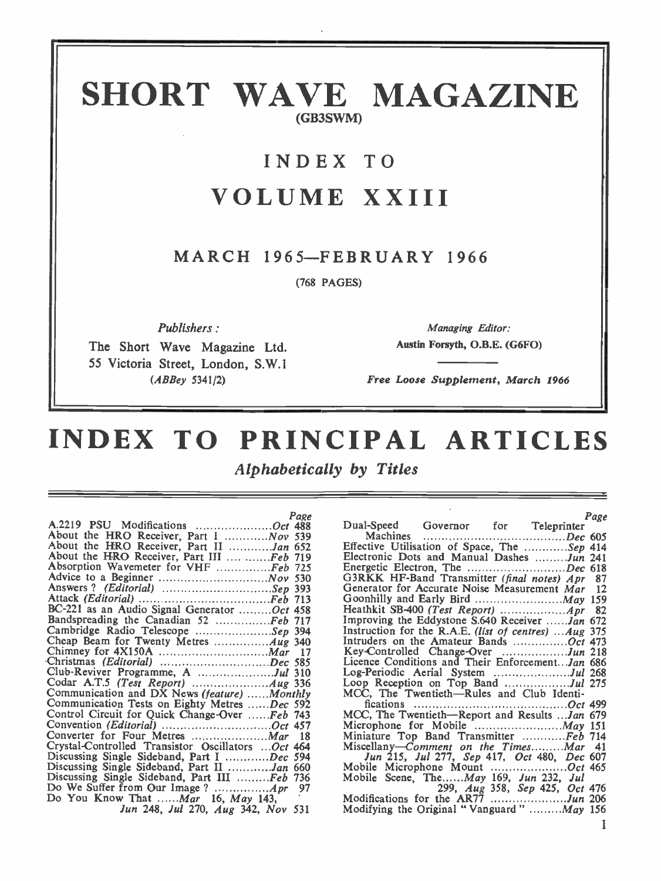# SHORT WAVE MAGAZINE

(GB3SWM)

## INDEX TO

## VOLUME XXIII

### MARCH 1965—FEBRUARY 1966

(768 PAGES)

*Publishers:*

The Short Wave Magazine Ltd.
55 Victoria Street, London, S.W.1
(*ABBey* 5341/2)

*Managing Editor:*

**Austin Forsyth, O.B.E. (G6FO)**

*Free Loose Supplement, March 1966*

# INDEX TO PRINCIPAL ARTICLES

*Alphabetically by Titles*

| | Page |
|---|---|
| A.2219 PSU Modifications ..................... *Oct* | 488 |
| About the HRO Receiver, Part I ............ *Nov* | 539 |
| About the HRO Receiver, Part II ............ *Jan* | 652 |
| About the HRO Receiver, Part III .... ....... *Feb* | 719 |
| Absorption Wavemeter for VHF .............. *Feb* | 725 |
| Advice to a Beginner .............................. *Nov* | 530 |
| Answers ? *(Editorial)* .............................. *Sep* | 393 |
| Attack *(Editorial)* ...................................... *Feb* | 713 |
| BC-221 as an Audio Signal Generator ......... *Oct* | 458 |
| Bandspreading the Canadian 52 ............... *Feb* | 717 |
| Cambridge Radio Telescope ..................... *Sep* | 394 |
| Cheap Beam for Twenty Metres ............... *Aug* | 340 |
| Chimney for 4X150A ................................ *Mar* | 17 |
| Christmas *(Editorial)* .............................. *Dec* | 585 |
| Club-Reviver Programme, A ..................... *Jul* | 310 |
| Codar A.T.5 *(Test Report)* ........................ *Aug* | 336 |
| Communication and DX News *(feature)* ...... *Monthly* | |
| Communication Tests on Eighty Metres ...... *Dec* | 592 |
| Control Circuit for Quick Change-Over ...... *Feb* | 743 |
| Convention *(Editorial)* .............................. *Oct* | 457 |
| Converter for Four Metres ..................... *Mar* | 18 |
| Crystal-Controlled Transistor Oscillators ... *Oct* | 464 |
| Discussing Single Sideband, Part I ............ *Dec* | 594 |
| Discussing Single Sideband, Part II ........... *Jan* | 660 |
| Discussing Single Sideband, Part III ......... *Feb* | 736 |
| Do We Suffer from Our Image ? ............... *Apr* | 97 |
| Do You Know That ......*Mar* 16, *May* 143, *Jun* 248, *Jul* 270, *Aug* 342, *Nov* | 531 |
| Dual-Speed Governor for Teleprinter Machines ........................................ *Dec* | 605 |
| Effective Utilisation of Space, The ............ *Sep* | 414 |
| Electronic Dots and Manual Dashes ......... *Jun* | 241 |
| Energetic Electron, The ........................... *Dec* | 618 |
| G3RKK HF-Band Transmitter *(final notes)* *Apr* | 87 |
| Generator for Accurate Noise Measurement *Mar* | 12 |
| Goonhilly and Early Bird ........................ *May* | 159 |
| Heathkit SB-400 *(Test Report)* .................. *Apr* | 82 |
| Improving the Eddystone S.640 Receiver ...... *Jan* | 672 |
| Instruction for the R.A.E. *(list of centres)* ... *Aug* | 375 |
| Intruders on the Amateur Bands ............... *Oct* | 473 |
| Key-Controlled Change-Over ................... *Jun* | 218 |
| Licence Conditions and Their Enforcement... *Jan* | 686 |
| Log-Periodic Aerial System ..................... *Jul* | 268 |
| Loop Reception on Top Band ................. *Jul* | 275 |
| MCC, The Twentieth—Rules and Club Identifications ........................................ *Oct* | 499 |
| MCC, The Twentieth—Report and Results ... *Jan* | 679 |
| Microphone for Mobile ........................ *May* | 151 |
| Miniature Top Band Transmitter ............ *Feb* | 714 |
| Miscellany—*Comment on the Times*......... *Mar* 41, *Jun* 215, *Jul* 277, *Sep* 417, *Oct* 480, *Dec* | 607 |
| Mobile Microphone Mount ..................... *Oct* | 465 |
| Mobile Scene, The......*May* 169, *Jun* 232, *Jul* 299, *Aug* 358, *Sep* 425, *Oct* | 476 |
| Modifications for the AR77 ..................... *Jun* | 206 |
| Modifying the Original " Vanguard " ......... *May* | 156 |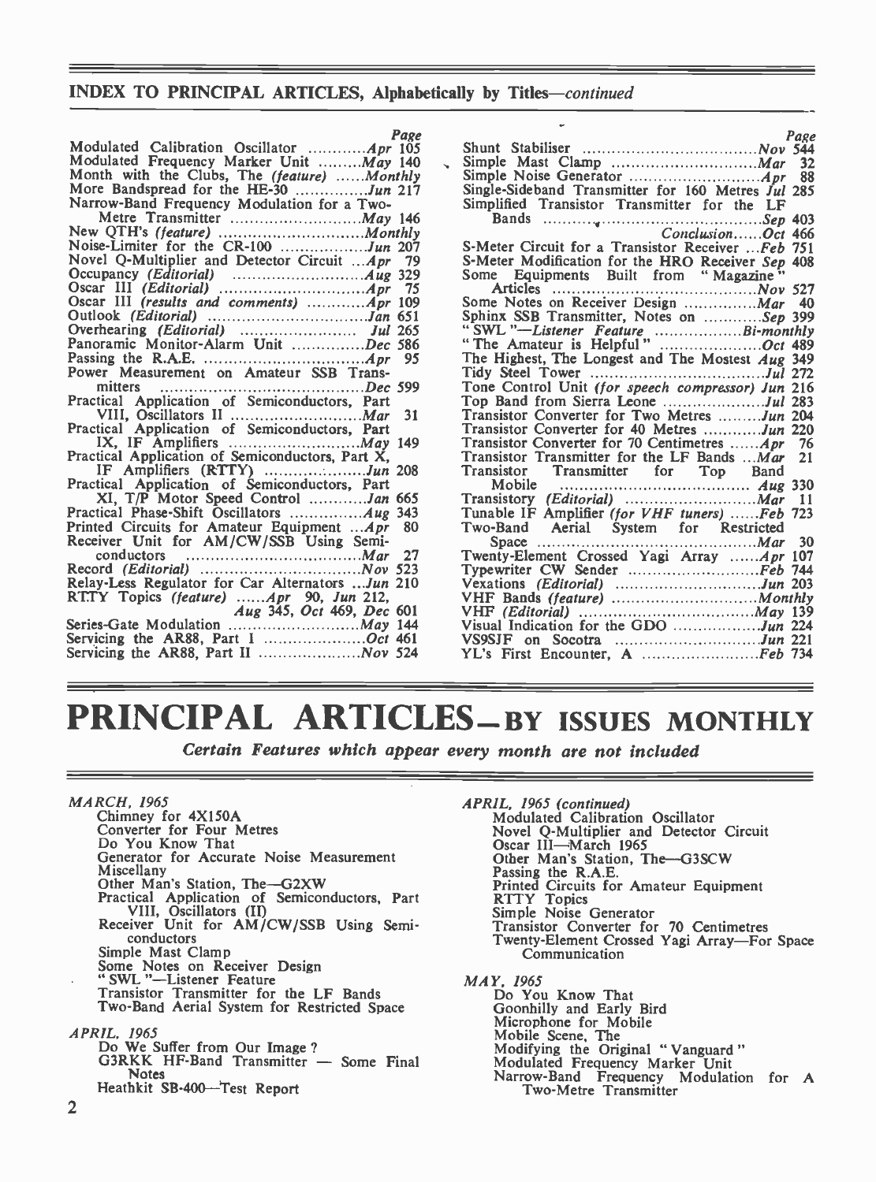## INDEX TO PRINCIPAL ARTICLES, Alphabetically by Titles—*continued*

| | Page |
|---|---|
| Modulated Calibration Oscillator | *Apr* 105 |
| Modulated Frequency Marker Unit | *May* 140 |
| Month with the Clubs, The *(feature)* | *Monthly* |
| More Bandspread for the HE-30 | *Jun* 217 |
| Narrow-Band Frequency Modulation for a Two-Metre Transmitter | *May* 146 |
| New QTH's *(feature)* | *Monthly* |
| Noise-Limiter for the CR-100 | *Jun* 207 |
| Novel Q-Multiplier and Detector Circuit | *Apr* 79 |
| Occupancy *(Editorial)* | *Aug* 329 |
| Oscar III *(Editorial)* | *Apr* 75 |
| Oscar III *(results and comments)* | *Apr* 109 |
| Outlook *(Editorial)* | *Jan* 651 |
| Overhearing *(Editorial)* | *Jul* 265 |
| Panoramic Monitor-Alarm Unit | *Dec* 586 |
| Passing the R.A.E. | *Apr* 95 |
| Power Measurement on Amateur SSB Transmitters | *Dec* 599 |
| Practical Application of Semiconductors, Part VIII, Oscillators II | *Mar* 31 |
| Practical Application of Semiconductors, Part IX, IF Amplifiers | *May* 149 |
| Practical Application of Semiconductors, Part X, IF Amplifiers (RTTY) | *Jun* 208 |
| Practical Application of Semiconductors, Part XI, T/P Motor Speed Control | *Jan* 665 |
| Practical Phase-Shift Oscillators | *Aug* 343 |
| Printed Circuits for Amateur Equipment | *Apr* 80 |
| Receiver Unit for AM/CW/SSB Using Semiconductors | *Mar* 27 |
| Record *(Editorial)* | *Nov* 523 |
| Relay-Less Regulator for Car Alternators | *Jun* 210 |
| RTTY Topics *(feature)* | *Apr* 90, *Jun* 212, *Aug* 345, *Oct* 469, *Dec* 601 |
| Series-Gate Modulation | *May* 144 |
| Servicing the AR88, Part I | *Oct* 461 |
| Servicing the AR88, Part II | *Nov* 524 |
| Shunt Stabiliser | *Nov* 544 |
| Simple Mast Clamp | *Mar* 32 |
| Simple Noise Generator | *Apr* 88 |
| Single-Sideband Transmitter for 160 Metres | *Jul* 285 |
| Simplified Transistor Transmitter for the LF Bands | *Sep* 403 |
| *Conclusion* | *Oct* 466 |
| S-Meter Circuit for a Transistor Receiver | *Feb* 751 |
| S-Meter Modification for the HRO Receiver | *Sep* 408 |
| Some Equipments Built from "Magazine" Articles | *Nov* 527 |
| Some Notes on Receiver Design | *Mar* 40 |
| Sphinx SSB Transmitter, Notes on | *Sep* 399 |
| "SWL"—*Listener Feature* | *Bi-monthly* |
| "The Amateur is Helpful" | *Oct* 489 |
| The Highest, The Longest and The Mostest | *Aug* 349 |
| Tidy Steel Tower | *Jul* 272 |
| Tone Control Unit *(for speech compressor)* | *Jun* 216 |
| Top Band from Sierra Leone | *Jul* 283 |
| Transistor Converter for Two Metres | *Jun* 204 |
| Transistor Converter for 40 Metres | *Jun* 220 |
| Transistor Converter for 70 Centimetres | *Apr* 76 |
| Transistor Transmitter for the LF Bands | *Mar* 21 |
| Transistor Transmitter for Top Band Mobile | *Aug* 330 |
| Transistory *(Editorial)* | *Mar* 11 |
| Tunable IF Amplifier *(for VHF tuners)* | *Feb* 723 |
| Two-Band Aerial System for Restricted Space | *Mar* 30 |
| Twenty-Element Crossed Yagi Array | *Apr* 107 |
| Typewriter CW Sender | *Feb* 744 |
| Vexations *(Editorial)* | *Jun* 203 |
| VHF Bands *(feature)* | *Monthly* |
| VHF *(Editorial)* | *May* 139 |
| Visual Indication for the GDO | *Jun* 224 |
| VS9SJF on Socotra | *Jun* 221 |
| YL's First Encounter, A | *Feb* 734 |

# PRINCIPAL ARTICLES—BY ISSUES MONTHLY

*Certain Features which appear every month are not included*

*MARCH, 1965*

- Chimney for 4X150A
- Converter for Four Metres
- Do You Know That
- Generator for Accurate Noise Measurement
- Miscellany
- Other Man's Station, The—G2XW
- Practical Application of Semiconductors, Part VIII, Oscillators (II)
- Receiver Unit for AM/CW/SSB Using Semiconductors
- Simple Mast Clamp
- Some Notes on Receiver Design
- "SWL"—Listener Feature
- Transistor Transmitter for the LF Bands
- Two-Band Aerial System for Restricted Space

*APRIL, 1965*

- Do We Suffer from Our Image?
- G3RKK HF-Band Transmitter — Some Final Notes
- Heathkit SB-400—Test Report

*APRIL, 1965 (continued)*

- Modulated Calibration Oscillator
- Novel Q-Multiplier and Detector Circuit
- Oscar III—March 1965
- Other Man's Station, The—G3SCW
- Passing the R.A.E.
- Printed Circuits for Amateur Equipment
- RTTY Topics
- Simple Noise Generator
- Transistor Converter for 70 Centimetres
- Twenty-Element Crossed Yagi Array—For Space Communication

*MAY, 1965*

- Do You Know That
- Goonhilly and Early Bird
- Microphone for Mobile
- Mobile Scene, The
- Modifying the Original "Vanguard"
- Modulated Frequency Marker Unit
- Narrow-Band Frequency Modulation for A Two-Metre Transmitter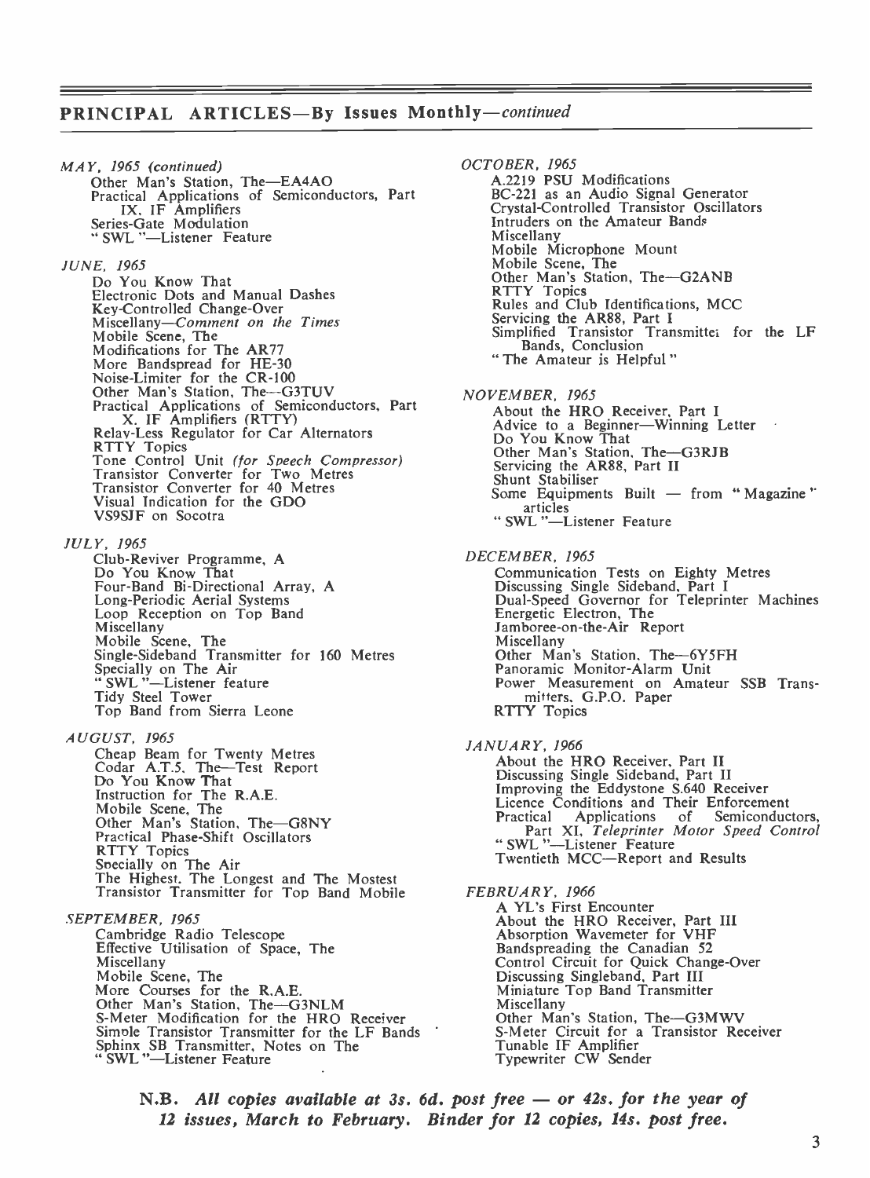## PRINCIPAL ARTICLES—By Issues Monthly—*continued*

*MAY, 1965 (continued)*

- Other Man's Station, The—EA4AO
- Practical Applications of Semiconductors, Part IX. IF Amplifiers
- Series-Gate Modulation
- "SWL"—Listener Feature

*JUNE, 1965*

- Do You Know That
- Electronic Dots and Manual Dashes
- Key-Controlled Change-Over
- Miscellany—*Comment on the Times*
- Mobile Scene, The
- Modifications for The AR77
- More Bandspread for HE-30
- Noise-Limiter for the CR-100
- Other Man's Station, The—G3TUV
- Practical Applications of Semiconductors, Part X. IF Amplifiers (RTTY)
- Relay-Less Regulator for Car Alternators
- RTTY Topics
- Tone Control Unit *(for Speech Compressor)*
- Transistor Converter for Two Metres
- Transistor Converter for 40 Metres
- Visual Indication for the GDO
- VS9SJF on Socotra

*JULY, 1965*

- Club-Reviver Programme, A
- Do You Know That
- Four-Band Bi-Directional Array, A
- Long-Periodic Aerial Systems
- Loop Reception on Top Band
- Miscellany
- Mobile Scene, The
- Single-Sideband Transmitter for 160 Metres
- Specially on The Air
- "SWL"—Listener feature
- Tidy Steel Tower
- Top Band from Sierra Leone

*AUGUST, 1965*

- Cheap Beam for Twenty Metres
- Codar A.T.5, The—Test Report
- Do You Know That
- Instruction for The R.A.E.
- Mobile Scene, The
- Other Man's Station, The—G8NY
- Practical Phase-Shift Oscillators
- RTTY Topics
- Specially on The Air
- The Highest, The Longest and The Mostest
- Transistor Transmitter for Top Band Mobile

*SEPTEMBER, 1965*

- Cambridge Radio Telescope
- Effective Utilisation of Space, The
- Miscellany
- Mobile Scene, The
- More Courses for the R.A.E.
- Other Man's Station, The—G3NLM
- S-Meter Modification for the HRO Receiver
- Simple Transistor Transmitter for the LF Bands
- Sphinx SB Transmitter, Notes on The
- "SWL"—Listener Feature

*OCTOBER, 1965*

- A.2219 PSU Modifications
- BC-221 as an Audio Signal Generator
- Crystal-Controlled Transistor Oscillators
- Intruders on the Amateur Bands
- Miscellany
- Mobile Microphone Mount
- Mobile Scene, The
- Other Man's Station, The—G2ANB
- RTTY Topics
- Rules and Club Identifications, MCC
- Servicing the AR88, Part I
- Simplified Transistor Transmitter for the LF Bands, Conclusion
- "The Amateur is Helpful"

*NOVEMBER, 1965*

- About the HRO Receiver, Part I
- Advice to a Beginner—Winning Letter
- Do You Know That
- Other Man's Station, The—G3RJB
- Servicing the AR88, Part II
- Shunt Stabiliser
- Some Equipments Built — from "Magazine" articles
- "SWL"—Listener Feature

*DECEMBER, 1965*

- Communication Tests on Eighty Metres
- Discussing Single Sideband, Part I
- Dual-Speed Governor for Teleprinter Machines
- Energetic Electron, The
- Jamboree-on-the-Air Report
- Miscellany
- Other Man's Station, The—6Y5FH
- Panoramic Monitor-Alarm Unit
- Power Measurement on Amateur SSB Transmitters, G.P.O. Paper
- RTTY Topics

*JANUARY, 1966*

- About the HRO Receiver, Part II
- Discussing Single Sideband, Part II
- Improving the Eddystone S.640 Receiver
- Licence Conditions and Their Enforcement
- Practical Applications of Semiconductors, Part XI, *Teleprinter Motor Speed Control*
- "SWL"—Listener Feature
- Twentieth MCC—Report and Results

*FEBRUARY, 1966*

- A YL's First Encounter
- About the HRO Receiver, Part III
- Absorption Wavemeter for VHF
- Bandspreading the Canadian 52
- Control Circuit for Quick Change-Over
- Discussing Singleband, Part III
- Miniature Top Band Transmitter
- Miscellany
- Other Man's Station, The—G3MWV
- S-Meter Circuit for a Transistor Receiver
- Tunable IF Amplifier
- Typewriter CW Sender

**N.B.** ***All copies available at 3s. 6d. post free — or 42s. for the year of 12 issues, March to February. Binder for 12 copies, 14s. post free.***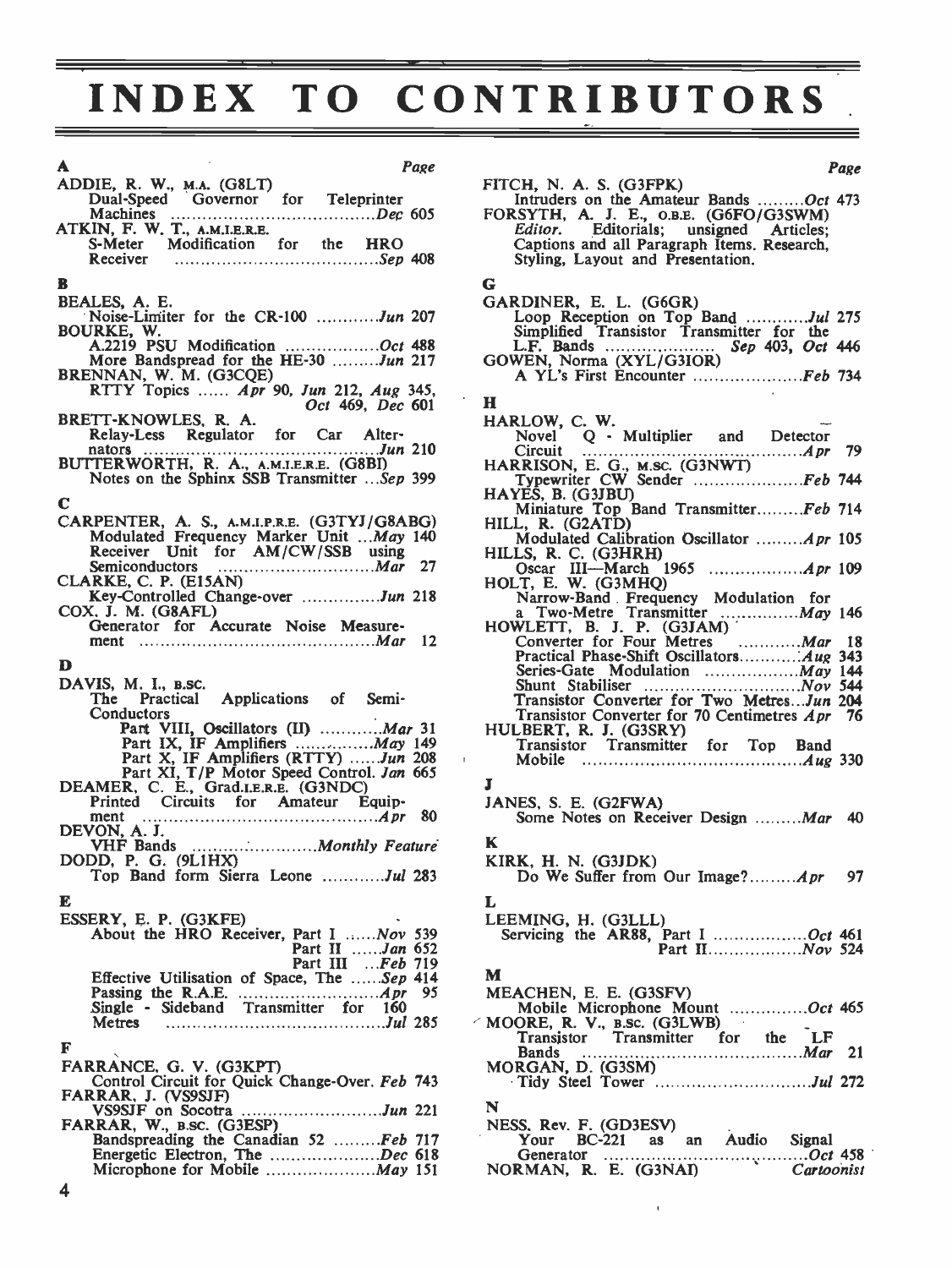# INDEX TO CONTRIBUTORS

**A** — Page

ADDIE, R. W., M.A. (G8LT)
- Dual-Speed Governor for Teleprinter Machines ...... *Dec* 605

ATKIN, F. W. T., A.M.I.E.R.E.
- S-Meter Modification for the HRO Receiver ...... *Sep* 408

**B**

BEALES, A. E.
- Noise-Limiter for the CR-100 ...... *Jun* 207

BOURKE, W.
- A.2219 PSU Modification ...... *Oct* 488
- More Bandspread for the HE-30 ...... *Jun* 217

BRENNAN, W. M. (G3CQE)
- RTTY Topics ...... *Apr* 90, *Jun* 212, *Aug* 345, *Oct* 469, *Dec* 601

BRETT-KNOWLES, R. A.
- Relay-Less Regulator for Car Alternators ...... *Jun* 210

BUTTERWORTH, R. A., A.M.I.E.R.E. (G8BI)
- Notes on the Sphinx SSB Transmitter ...... *Sep* 399

**C**

CARPENTER, A. S., A.M.I.P.R.E. (G3TYJ/G8ABG)
- Modulated Frequency Marker Unit ...... *May* 140
- Receiver Unit for AM/CW/SSB using Semiconductors ...... *Mar* 27

CLARKE, C. P. (EI5AN)
- Key-Controlled Change-over ...... *Jun* 218

COX, J. M. (G8AFL)
- Generator for Accurate Noise Measurement ...... *Mar* 12

**D**

DAVIS, M. I., B.SC.
- The Practical Applications of Semi-Conductors
  - Part VIII, Oscillators (II) ...... *Mar* 31
  - Part IX, IF Amplifiers ...... *May* 149
  - Part X, IF Amplifiers (RTTY) ...... *Jun* 208
  - Part XI, T/P Motor Speed Control. *Jan* 665

DEAMER, C. E., Grad.I.E.R.E. (G3NDC)
- Printed Circuits for Amateur Equipment ...... *Apr* 80

DEVON, A. J.
- VHF Bands ...... *Monthly Feature*

DODD, P. G. (9L1HX)
- Top Band form Sierra Leone ...... *Jul* 283

**E**

ESSERY, E. P. (G3KFE)
- About the HRO Receiver, Part I ...... *Nov* 539
  - Part II ...... *Jan* 652
  - Part III ...... *Feb* 719
- Effective Utilisation of Space, The ...... *Sep* 414
- Passing the R.A.E. ...... *Apr* 95
- Single - Sideband Transmitter for 160 Metres ...... *Jul* 285

**F**

FARRANCE, G. V. (G3KPT)
- Control Circuit for Quick Change-Over. *Feb* 743

FARRAR, J. (VS9SJF)
- VS9SJF on Socotra ...... *Jun* 221

FARRAR, W., B.SC. (G3ESP)
- Bandspreading the Canadian 52 ...... *Feb* 717
- Energetic Electron, The ...... *Dec* 618
- Microphone for Mobile ...... *May* 151

FITCH, N. A. S. (G3FPK)
- Intruders on the Amateur Bands ...... *Oct* 473

FORSYTH, A. J. E., O.B.E. (G6FO/G3SWM)
- *Editor.* Editorials; unsigned Articles; Captions and all Paragraph Items. Research, Styling, Layout and Presentation.

**G**

GARDINER, E. L. (G6GR)
- Loop Reception on Top Band ...... *Jul* 275
- Simplified Transistor Transmitter for the L.F. Bands ...... *Sep* 403, *Oct* 446

GOWEN, Norma (XYL/G3IOR)
- A YL's First Encounter ...... *Feb* 734

**H**

HARLOW, C. W.
- Novel Q - Multiplier and Detector Circuit ...... *Apr* 79

HARRISON, E. G., M.SC. (G3NWT)
- Typewriter CW Sender ...... *Feb* 744

HAYES, B. (G3JBU)
- Miniature Top Band Transmitter ...... *Feb* 714

HILL, R. (G2ATD)
- Modulated Calibration Oscillator ...... *Apr* 105

HILLS, R. C. (G3HRH)
- Oscar III—March 1965 ...... *Apr* 109

HOLT, E. W. (G3MHQ)
- Narrow-Band Frequency Modulation for a Two-Metre Transmitter ...... *May* 146

HOWLETT, B. J. P. (G3JAM)
- Converter for Four Metres ...... *Mar* 18
- Practical Phase-Shift Oscillators ...... *Aug* 343
- Series-Gate Modulation ...... *May* 144
- Shunt Stabiliser ...... *Nov* 544
- Transistor Converter for Two Metres ... *Jun* 204
- Transistor Converter for 70 Centimetres *Apr* 76

HULBERT, R. J. (G3SRY)
- Transistor Transmitter for Top Band Mobile ...... *Aug* 330

**J**

JANES, S. E. (G2FWA)
- Some Notes on Receiver Design ...... *Mar* 40

**K**

KIRK, H. N. (G3JDK)
- Do We Suffer from Our Image? ...... *Apr* 97

**L**

LEEMING, H. (G3LLL)
- Servicing the AR88, Part I ...... *Oct* 461
  - Part II ...... *Nov* 524

**M**

MEACHEN, E. E. (G3SFV)
- Mobile Microphone Mount ...... *Oct* 465

MOORE, R. V., B.SC. (G3LWB)
- Transistor Transmitter for the LF Bands ...... *Mar* 21

MORGAN, D. (G3SM)
- Tidy Steel Tower ...... *Jul* 272

**N**

NESS, Rev. F. (GD3ESV)
- Your BC-221 as an Audio Signal Generator ...... *Oct* 458

NORMAN, R. E. (G3NAI) ...... *Cartoonist*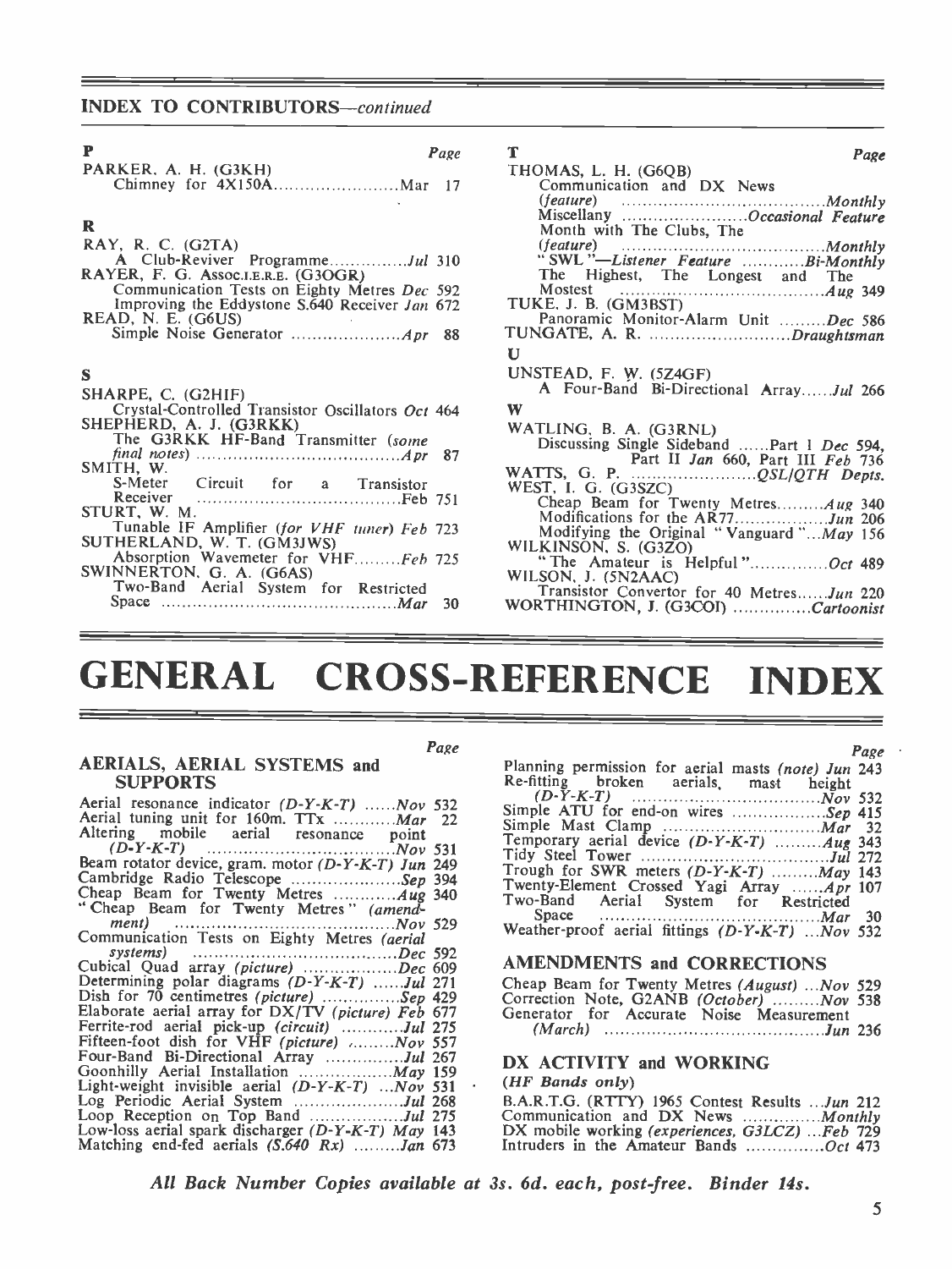## INDEX TO CONTRIBUTORS—*continued*

**P** — Page

PARKER, A. H. (G3KH)
Chimney for 4X150A ........ Mar 17

**R**

RAY, R. C. (G2TA)
A Club-Reviver Programme ........ *Jul* 310

RAYER, F. G. Assoc.I.E.R.E. (G3OGR)
Communication Tests on Eighty Metres *Dec* 592
Improving the Eddystone S.640 Receiver *Jan* 672

READ, N. E. (G6US)
Simple Noise Generator ........ *Apr* 88

**S**

SHARPE, C. (G2HIF)
Crystal-Controlled Transistor Oscillators *Oct* 464

SHEPHERD, A. J. (G3RKK)
The G3RKK HF-Band Transmitter (*some final notes*) ........ *Apr* 87

SMITH, W.
S-Meter Circuit for a Transistor Receiver ........ Feb 751

STURT, W. M.
Tunable IF Amplifier (*for VHF tuner*) Feb 723

SUTHERLAND, W. T. (GM3JWS)
Absorption Wavemeter for VHF ........ *Feb* 725

SWINNERTON, G. A. (G6AS)
Two-Band Aerial System for Restricted Space ........ *Mar* 30

**T** — Page

THOMAS, L. H. (G6QB)
Communication and DX News (*feature*) ........ *Monthly*
Miscellany ........ *Occasional Feature*
Month with The Clubs, The (*feature*) ........ *Monthly*
"SWL"—*Listener Feature* ........ *Bi-Monthly*
The Highest, The Longest and The Mostest ........ *Aug* 349

TUKE, J. B. (GM3BST)
Panoramic Monitor-Alarm Unit ........ *Dec* 586

TUNGATE, A. R. ........ *Draughtsman*

**U**

UNSTEAD, F. W. (5Z4GF)
A Four-Band Bi-Directional Array ........ *Jul* 266

**W**

WATLING, B. A. (G3RNL)
Discussing Single Sideband ........ Part I *Dec* 594, Part II *Jan* 660, Part III *Feb* 736

WATTS, G. P. ........ *QSL/QTH Depts.*

WEST, I. G. (G3SZC)
Cheap Beam for Twenty Metres ........ *Aug* 340
Modifications for the AR77 ........ *Jun* 206
Modifying the Original "Vanguard" ... *May* 156

WILKINSON, S. (G3ZO)
"The Amateur is Helpful" ........ *Oct* 489

WILSON, J. (5N2AAC)
Transistor Convertor for 40 Metres ........ *Jun* 220

WORTHINGTON, J. (G3COI) ........ *Cartoonist*

# GENERAL CROSS-REFERENCE INDEX

### AERIALS, AERIAL SYSTEMS and SUPPORTS — Page

Aerial resonance indicator (*D-Y-K-T*) ........ *Nov* 532
Aerial tuning unit for 160m. TTx ........ *Mar* 22
Altering mobile aerial resonance point (*D-Y-K-T*) ........ *Nov* 531
Beam rotator device, gram. motor (*D-Y-K-T*) *Jun* 249
Cambridge Radio Telescope ........ *Sep* 394
Cheap Beam for Twenty Metres ........ *Aug* 340
"Cheap Beam for Twenty Metres" (*amendment*) ........ *Nov* 529
Communication Tests on Eighty Metres (*aerial systems*) ........ *Dec* 592
Cubical Quad array (*picture*) ........ *Dec* 609
Determining polar diagrams (*D-Y-K-T*) ........ *Jul* 271
Dish for 70 centimetres (*picture*) ........ *Sep* 429
Elaborate aerial array for DX/TV (*picture*) *Feb* 677
Ferrite-rod aerial pick-up (*circuit*) ........ *Jul* 275
Fifteen-foot dish for VHF (*picture*) ........ *Nov* 557
Four-Band Bi-Directional Array ........ *Jul* 267
Goonhilly Aerial Installation ........ *May* 159
Light-weight invisible aerial (*D-Y-K-T*) ... *Nov* 531
Log Periodic Aerial System ........ *Jul* 268
Loop Reception on Top Band ........ *Jul* 275
Low-loss aerial spark discharger (*D-Y-K-T*) *May* 143
Matching end-fed aerials (*S.640 Rx*) ........ *Jan* 673
Planning permission for aerial masts (*note*) *Jun* 243
Re-fitting broken aerials, mast height (*D-Y-K-T*) ........ *Nov* 532
Simple ATU for end-on wires ........ *Sep* 415
Simple Mast Clamp ........ *Mar* 32
Temporary aerial device (*D-Y-K-T*) ........ *Aug* 343
Tidy Steel Tower ........ *Jul* 272
Trough for SWR meters (*D-Y-K-T*) ........ *May* 143
Twenty-Element Crossed Yagi Array ........ *Apr* 107
Two-Band Aerial System for Restricted Space ........ *Mar* 30
Weather-proof aerial fittings (*D-Y-K-T*) ... *Nov* 532

### AMENDMENTS and CORRECTIONS

Cheap Beam for Twenty Metres (*August*) ... *Nov* 529
Correction Note, G2ANB (*October*) ........ *Nov* 538
Generator for Accurate Noise Measurement (*March*) ........ *Jun* 236

### DX ACTIVITY and WORKING
(*HF Bands only*)

B.A.R.T.G. (RTTY) 1965 Contest Results ... *Jun* 212
Communication and DX News ........ *Monthly*
DX mobile working (*experiences, G3LCZ*) ... *Feb* 729
Intruders in the Amateur Bands ........ *Oct* 473

***All Back Number Copies available at 3s. 6d. each, post-free. Binder 14s.***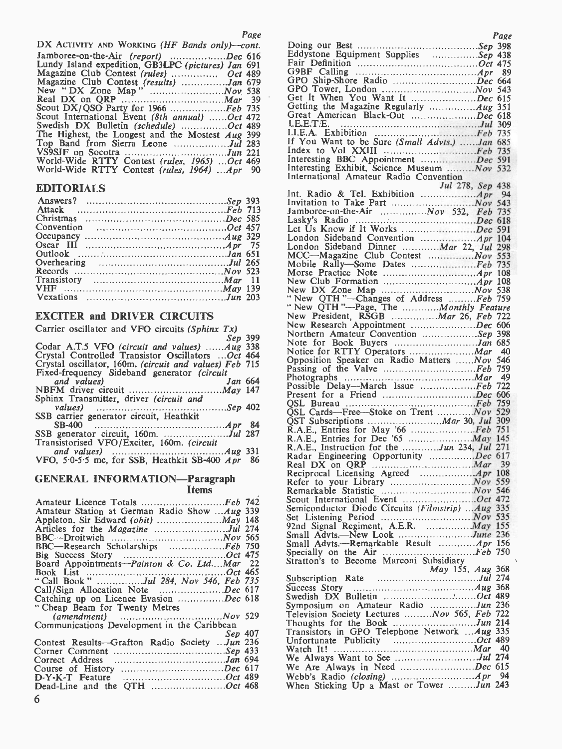DX ACTIVITY AND WORKING (*HF Bands only*)—*cont.*

| | Page |
|---|---|
| Jamboree-on-the-Air *(report)* | *Dec* 616 |
| Lundy Island expedition, GB3LPC *(pictures)* | *Jan* 691 |
| Magazine Club Contest *(rules)* | *Oct* 489 |
| Magazine Club Contest *(results)* | *Jan* 679 |
| New "DX Zone Map" | *Nov* 538 |
| Real DX on QRP | *Mar* 39 |
| Scout DX/QSO Party for 1966 | *Feb* 735 |
| Scout International Event *(8th annual)* | *Oct* 472 |
| Swedish DX Bulletin *(schedule)* | *Oct* 489 |
| The Highest, the Longest and the Mostest | *Aug* 399 |
| Top Band from Sierra Leone | *Jul* 283 |
| VS9SJF on Socotra | *Jun* 221 |
| World-Wide RTTY Contest *(rules, 1965)* | *Oct* 469 |
| World-Wide RTTY Contest *(rules, 1964)* | *Apr* 90 |

## EDITORIALS

| | |
|---|---|
| Answers? | *Sep* 393 |
| Attack | *Feb* 713 |
| Christmas | *Dec* 585 |
| Convention | *Oct* 457 |
| Occupancy | *Aug* 329 |
| Oscar III | *Apr* 75 |
| Outlook | *Jan* 651 |
| Overhearing | *Jul* 265 |
| Records | *Nov* 523 |
| Transistory | *Mar* 11 |
| VHF | *May* 139 |
| Vexations | *Jun* 203 |

## EXCITER and DRIVER CIRCUITS

| | |
|---|---|
| Carrier oscillator and VFO circuits *(Sphinx Tx)* | *Sep* 399 |
| Codar A.T.5 VFO *(circuit and values)* | *Aug* 338 |
| Crystal Controlled Transistor Oscillators | *Oct* 464 |
| Crystal oscillator, 160m. *(circuit and values)* | *Feb* 715 |
| Fixed-frequency Sideband generator *(circuit and values)* | *Jan* 664 |
| NBFM driver circuit | *May* 147 |
| Sphinx Transmitter, driver *(circuit and values)* | *Sep* 402 |
| SSB carrier generator circuit, Heathkit SB-400 | *Apr* 84 |
| SSB generator circuit, 160m. | *Jul* 287 |
| Transistorised VFO/Exciter, 160m. *(circuit and values)* | *Aug* 331 |
| VFO, 5·0-5·5 mc, for SSB, Heathkit SB-400 | *Apr* 86 |

## GENERAL INFORMATION—Paragraph Items

| | |
|---|---|
| Amateur Licence Totals | *Feb* 742 |
| Amateur Station at German Radio Show | *Aug* 339 |
| Appleton, Sir Edward *(obit)* | *May* 148 |
| Articles for the *Magazine* | *Jul* 274 |
| BBC—Droitwich | *Nov* 565 |
| BBC—Research Scholarships | *Feb* 750 |
| Big Success Story | *Oct* 475 |
| Board Appointments—*Painton & Co. Ltd.* | *Mar* 22 |
| Book List | *Oct* 465 |
| "Call Book" | *Jul* 284, *Nov* 546, *Feb* 735 |
| Call/Sign Allocation Note | *Dec* 617 |
| Catching up on Licence Evasion | *Dec* 618 |
| "Cheap Beam for Twenty Metres *(amendment)* | *Nov* 529 |
| Communications Development in the Caribbean | *Sep* 407 |
| Contest Results—Grafton Radio Society | *Jun* 236 |
| Corner Comment | *Sep* 433 |
| Correct Address | *Jan* 694 |
| Course of History | *Dec* 617 |
| D-Y-K-T Feature | *Oct* 489 |
| Dead-Line and the QTH | *Oct* 468 |
| Doing our Best | *Sep* 398 |
| Eddystone Equipment Supplies | *Sep* 438 |
| Fair Definition | *Oct* 475 |
| G9BF Calling | *Apr* 89 |
| GPO Ship-Shore Radio | *Dec* 664 |
| GPO Tower, London | *Nov* 543 |
| Get It When You Want It | *Dec* 615 |
| Getting the Magazine Regularly | *Aug* 351 |
| Great American Black-Out | *Dec* 618 |
| I.E.E.T.E. | *Jul* 309 |
| I.I.E.A. Exhibition | *Feb* 735 |
| If You Want to be Sure *(Small Advts.)* | *Jan* 685 |
| Index to Vol XXIII | *Feb* 735 |
| Interesting BBC Appointment | *Dec* 591 |
| Interesting Exhibit, Science Museum | *Nov* 532 |
| International Amateur Radio Convention | *Jul* 278, *Sep* 438 |
| Int. Radio & Tel. Exhibition | *Apr* 94 |
| Invitation to Take Part | *Nov* 543 |
| Jamboree-on-the-Air | *Nov* 532, *Feb* 735 |
| Lasky's Radio | *Dec* 618 |
| Let Us Know if It Works | *Dec* 591 |
| London Sideband Convention | *Apr* 104 |
| London Sideband Dinner | *Mar* 22, *Jul* 298 |
| MCC—Magazine Club Contest | *Nov* 553 |
| Mobile Rally—Some Dates | *Feb* 735 |
| Morse Practice Note | *Apr* 108 |
| New Club Formation | *Apr* 108 |
| New DX Zone Map | *Nov* 538 |
| "New QTH"—Changes of Address | *Feb* 759 |
| "New QTH"—Page, The | *Monthly Feature* |
| New President, RSGB | *Mar* 26, *Feb* 722 |
| New Research Appointment | *Dec* 606 |
| Northern Amateur Convention | *Sep* 398 |
| Note for Book Buyers | *Jan* 685 |
| Notice for RTTY Operators | *Mar* 40 |
| Opposition Speaker on Radio Matters | *Nov* 546 |
| Passing of the Valve | *Feb* 759 |
| Photographs | *Mar* 49 |
| Possible Delay—March Issue | *Feb* 722 |
| Present for a Friend | *Dec* 606 |
| QSL Bureau | *Feb* 759 |
| QSL Cards—Free—Stoke on Trent | *Nov* 529 |
| QST Subscriptions | *Mar* 30, *Jul* 309 |
| R.A.E., Entries for May '66 | *Feb* 751 |
| R.A.E., Entries for Dec '65 | *May* 145 |
| R.A.E., Instruction for the | *Jun* 234, *Jul* 271 |
| Radar Engineering Opportunity | *Dec* 617 |
| Real DX on QRP | *Mar* 39 |
| Reciprocal Licensing Agreed | *Apr* 108 |
| Refer to your Library | *Nov* 559 |
| Remarkable Statistic | *Nov* 546 |
| Scout International Event | *Oct* 472 |
| Semiconductor Diode Circuits *(Filmstrip)* | *Aug* 335 |
| Set Listening Period | *Nov* 535 |
| 92nd Signal Regiment, A.E.R. | *May* 155 |
| Small Advts.—New Look | *June* 236 |
| Small Advts.—Remarkable Result | *Apr* 156 |
| Specially on the Air | *Feb* 750 |
| Stratton's to Become Marconi Subsidiary | *May* 155, *Aug* 368 |
| Subscription Rate | *Jul* 274 |
| Success Story | *Aug* 368 |
| Swedish DX Bulletin | *Oct* 489 |
| Symposium on Amateur Radio | *Jun* 236 |
| Television Society Lectures | *Nov* 565, *Feb* 722 |
| Thoughts for the Book | *Jun* 214 |
| Transistors in GPO Telephone Network | *Aug* 335 |
| Unfortunate Publicity | *Oct* 489 |
| Watch It! | *Mar* 40 |
| We Always Want to See | *Jul* 274 |
| We Are Always in Need | *Dec* 615 |
| Webb's Radio *(closing)* | *Apr* 94 |
| When Sticking Up a Mast or Tower | *Jun* 243 |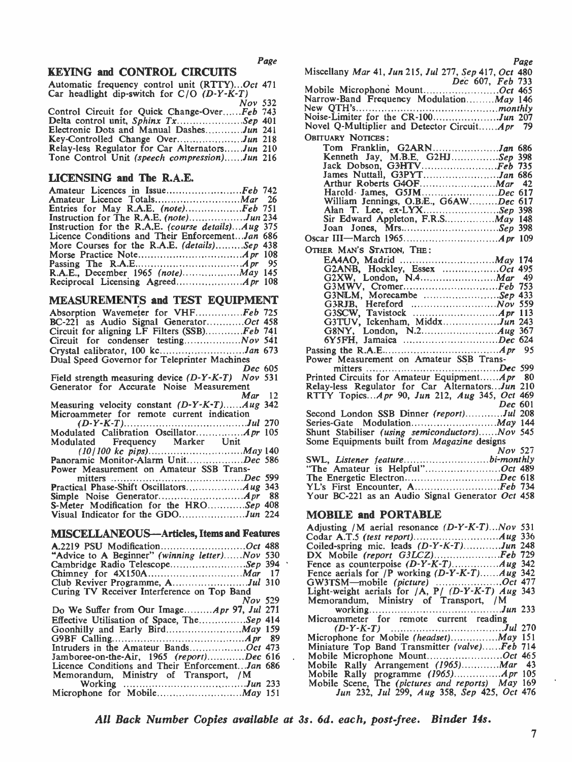## KEYING and CONTROL CIRCUITS

Automatic frequency control unit (RTTY)...*Oct* 471
Car headlight dip-switch for C/O *(D-Y-K-T)* *Nov* 532
Control Circuit for Quick Change-Over......*Feb* 743
Delta control unit, *Sphinx Tx*.....................*Sep* 401
Electronic Dots and Manual Dashes............*Jun* 241
Key-Controlled Change Over....................*Jun* 218
Relay-less Regulator for Car Alternators......*Jun* 210
Tone Control Unit *(speech compression)*......*Jun* 216

## LICENSING and The R.A.E.

Amateur Licences in Issue........................*Feb* 742
Amateur Licence Totals...........................*Mar* 26
Entries for May R.A.E. *(note)*..................*Feb* 751
Instruction for The R.A.E. *(note)*.................*Jun* 234
Instruction for the R.A.E. *(course details)*...*Aug* 375
Licence Conditions and Their Enforcement...*Jan* 686
More Courses for the R.A.E. *(details)*.........*Sep* 438
Morse Practice Note.................................*Apr* 108
Passing The R.A.E...................................*Apr* 95
R.A.E., December 1965 *(note)*..................*May* 145
Reciprocal Licensing Agreed.....................*Apr* 108

## MEASUREMENTS and TEST EQUIPMENT

Absorption Wavemeter for VHF...............*Feb* 725
BC-221 as Audio Signal Generator............*Oct* 458
Circuit for aligning LF Filters (SSB)............*Feb* 741
Circuit for condenser testing..................*Nov* 541
Crystal calibrator, 100 kc..........................*Jan* 673
Dual Speed Governor for Teleprinter Machines *Dec* 605
Field strength measuring device *(D-Y-K-T)* *Nov* 531
Generator for Accurate Noise Measurement *Mar* 12
Measuring velocity constant *(D-Y-K-T)*......*Aug* 342
Microammeter for remote current indication *(D-Y-K-T)*......................................*Jul* 270
Modulated Calibration Oscillator...............*Apr* 105
Modulated Frequency Marker Unit *(10/100 kc pips)*.............................*May* 140
Panoramic Monitor-Alarm Unit..................*Dec* 586
Power Measurement on Amateur SSB Transmitters ..........................................*Dec* 599
Practical Phase-Shift Oscillators..................*Aug* 343
Simple Noise Generator............................*Apr* 88
S-Meter Modification for the HRO............*Sep* 408
Visual Indicator for the GDO....................*Jun* 224

## MISCELLANEOUS—Articles, Items and Features

A.2219 PSU Modification...........................*Oct* 488
"Advice to A Beginner" *(winning letter)*......*Nov* 530
Cambridge Radio Telescope........................*Sep* 394
Chimney for 4X150A..............................*Mar* 17
Club Reviver Programme, A........................*Jul* 310
Curing TV Receiver Interference on Top Band *Nov* 529
Do We Suffer from Our Image.........*Apr* 97, *Jul* 271
Effective Utilisation of Space, The..............*Sep* 414
Goonhilly and Early Bird.........................*May* 159
G9BF Calling..........................................*Apr* 89
Intruders in the Amateur Bands..................*Oct* 473
Jamboree-on-the-Air, 1965 *(report)*............*Dec* 616
Licence Conditions and Their Enforcement...*Jan* 686
Memorandum, Ministry of Transport, /M Working ........................................*Jun* 233
Microphone for Mobile...........................*May* 151
Miscellany *Mar* 41, *Jun* 215, *Jul* 277, *Sep* 417, *Oct* 480, *Dec* 607, *Feb* 733
Mobile Microphone Mount........................*Oct* 465
Narrow-Band Frequency Modulation.........*May* 146
New QTH's..............................................*monthly*
Noise-Limiter for the CR-100....................*Jun* 207
Novel Q-Multiplier and Detector Circuit......*Apr* 79

OBITUARY NOTICES:

Tom Franklin, G2ARN.....................*Jan* 686
Kenneth Jay, M.B.E. G2HJ...............*Sep* 398
Jack Dobson, G3HTV.......................*Feb* 735
James Nuttall, G3PYT.......................*Jan* 686
Arthur Roberts G4OF........................*Mar* 42
Harold James, G5JM........................*Dec* 617
William Jennings, O.B.E., G6AW.........*Dec* 617
Alan T. Lee, ex-LYX.........................*Sep* 398
Sir Edward Appleton, F.R.S................*May* 148
Joan Jones, Mrs...............................*Sep* 398

Oscar III—March 1965.............................*Apr* 109

OTHER MAN'S STATION, THE:

EA4AO, Madrid ..............................*May* 174
G2ANB, Hockley, Essex .................*Oct* 495
G2XW, London, N.4........................*Mar* 49
G3MWV, Cromer...............................*Feb* 753
G3NLM, Morecambe .......................*Sep* 433
G3RJB, Hereford ...........................*Nov* 559
G3SCW, Tavistock ..........................*Apr* 113
G3TUV, Ickenham, Middx.................*Jun* 243
G8NY, London, N.2........................*Aug* 367
6Y5FH, Jamaica .............................*Dec* 624

Passing the R.A.E...................................*Apr* 95
Power Measurement on Amateur SSB Transmitters ..........................................*Dec* 599
Printed Circuits for Amateur Equipment......*Apr* 80
Relay-less Regulator for Car Alternators...*Jun* 210
RTTY Topics...*Apr* 90, *Jun* 212, *Aug* 345, *Oct* 469, *Dec* 601
Second London SSB Dinner *(report)*...........*Jul* 208
Series-Gate Modulation...........................*May* 144
Shunt Stabiliser *(using semiconductors)*......*Nov* 545
Some Equipments built from *Magazine* designs *Nov* 527
SWL, *Listener feature*............................*bi-monthly*
"The Amateur is Helpful"........................*Oct* 489
The Energetic Electron.............................*Dec* 618
YL's First Encounter, A...........................*Feb* 734
Your BC-221 as an Audio Signal Generator *Oct* 458

## MOBILE and PORTABLE

Adjusting /M aerial resonance *(D-Y-K-T)*...*Nov* 531
Codar A.T.5 *(test report)*..........................*Aug* 336
Coiled-spring mic. leads *(D-Y-K-T)*...........*Jun* 248
DX Mobile *(report G3LCZ)*.....................*Feb* 729
Fence as counterpoise *(D-Y-K-T)*...............*Aug* 342
Fence aerials for /P working *(D-Y-K-T)*......*Aug* 342
GW3TSM—mobile *(picture)* .....................*Oct* 477
Light-weight aerials for /A, P/ *(D-Y-K-T)* *Aug* 343
Memorandum, Ministry of Transport, /M working..........................................*Jun* 233
Microammeter for remote current reading *(D-Y-K-T)* ......................................*Jul* 270
Microphone for Mobile *(headset)*...............*May* 151
Miniature Top Band Transmitter *(valve)*......*Feb* 714
Mobile Microphone Mount........................*Oct* 465
Mobile Rally Arrangement *(1965)*............*Mar* 43
Mobile Rally programme *(1965)*...............*Apr* 105
Mobile Scene, The *(pictures and reports)* *May* 169, *Jun* 232, *Jul* 299, *Aug* 358, *Sep* 425, *Oct* 476

***All Back Number Copies available at 3s. 6d. each, post-free. Binder 14s.***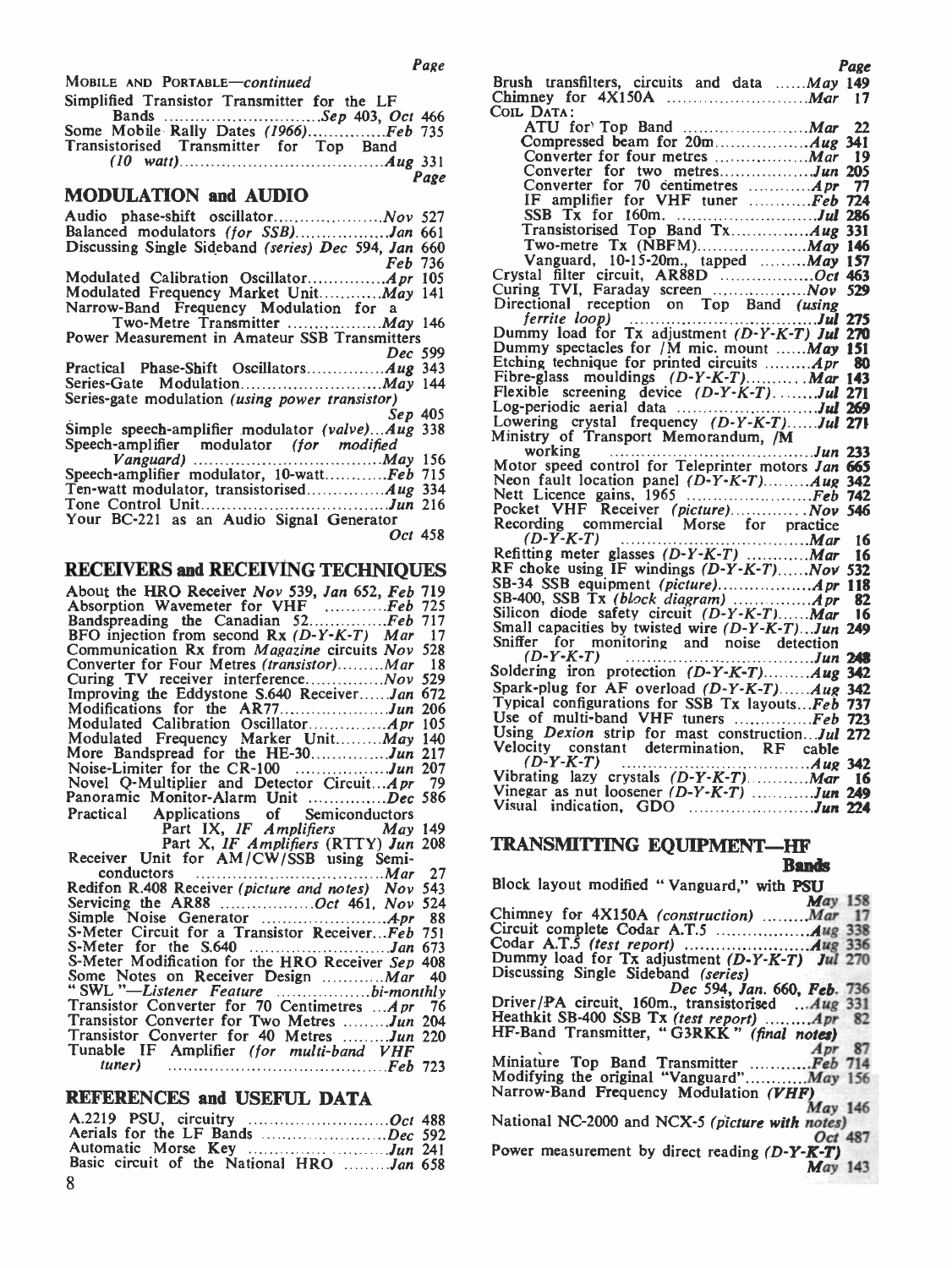MOBILE AND PORTABLE—*continued*

- Simplified Transistor Transmitter for the LF Bands ..... *Sep* 403, *Oct* 466
- Some Mobile Rally Dates *(1966)* ..... *Feb* 735
- Transistorised Transmitter for Top Band *(10 watt)* ..... *Aug* 331

## MODULATION and AUDIO

- Audio phase-shift oscillator ..... *Nov* 527
- Balanced modulators *(for SSB)* ..... *Jan* 661
- Discussing Single Sideband *(series)* *Dec* 594, *Jan* 660, *Feb* 736
- Modulated Calibration Oscillator ..... *Apr* 105
- Modulated Frequency Market Unit ..... *May* 141
- Narrow-Band Frequency Modulation for a Two-Metre Transmitter ..... *May* 146
- Power Measurement in Amateur SSB Transmitters ..... *Dec* 599
- Practical Phase-Shift Oscillators ..... *Aug* 343
- Series-Gate Modulation ..... *May* 144
- Series-gate modulation *(using power transistor)* ..... *Sep* 405
- Simple speech-amplifier modulator *(valve)* ... *Aug* 338
- Speech-amplifier modulator *(for modified Vanguard)* ..... *May* 156
- Speech-amplifier modulator, 10-watt ..... *Feb* 715
- Ten-watt modulator, transistorised ..... *Aug* 334
- Tone Control Unit ..... *Jun* 216
- Your BC-221 as an Audio Signal Generator ..... *Oct* 458

## RECEIVERS and RECEIVING TECHNIQUES

- About the HRO Receiver *Nov* 539, *Jan* 652, *Feb* 719
- Absorption Wavemeter for VHF ..... *Feb* 725
- Bandspreading the Canadian 52 ..... *Feb* 717
- BFO injection from second Rx *(D-Y-K-T)* *Mar* 17
- Communication Rx from *Magazine* circuits *Nov* 528
- Converter for Four Metres *(transistor)* ..... *Mar* 18
- Curing TV receiver interference ..... *Nov* 529
- Improving the Eddystone S.640 Receiver ..... *Jan* 672
- Modifications for the AR77 ..... *Jun* 206
- Modulated Calibration Oscillator ..... *Apr* 105
- Modulated Frequency Marker Unit ..... *May* 140
- More Bandspread for the HE-30 ..... *Jun* 217
- Noise-Limiter for the CR-100 ..... *Jun* 207
- Novel Q-Multiplier and Detector Circuit ... *Apr* 79
- Panoramic Monitor-Alarm Unit ..... *Dec* 586
- Practical Applications of Semiconductors
  - Part IX, *IF Amplifiers* *May* 149
  - Part X, *IF Amplifiers* (RTTY) *Jun* 208
- Receiver Unit for AM/CW/SSB using Semiconductors ..... *Mar* 27
- Redifon R.408 Receiver *(picture and notes)* *Nov* 543
- Servicing the AR88 ..... *Oct* 461, *Nov* 524
- Simple Noise Generator ..... *Apr* 88
- S-Meter Circuit for a Transistor Receiver ... *Feb* 751
- S-Meter for the S.640 ..... *Jan* 673
- S-Meter Modification for the HRO Receiver *Sep* 408
- Some Notes on Receiver Design ..... *Mar* 40
- "SWL"—*Listener Feature* ..... *bi-monthly*
- Transistor Converter for 70 Centimetres ... *Apr* 76
- Transistor Converter for Two Metres ..... *Jun* 204
- Transistor Converter for 40 Metres ..... *Jun* 220
- Tunable IF Amplifier *(for multi-band VHF tuner)* ..... *Feb* 723

## REFERENCES and USEFUL DATA

- A.2219 PSU, circuitry ..... *Oct* 488
- Aerials for the LF Bands ..... *Dec* 592
- Automatic Morse Key ..... *Jun* 241
- Basic circuit of the National HRO ..... *Jan* 658
- Brush transfilters, circuits and data ..... *May* 149
- Chimney for 4X150A ..... *Mar* 17
- COIL DATA:
  - ATU for Top Band ..... *Mar* 22
  - Compressed beam for 20m ..... *Aug* 341
  - Converter for four metres ..... *Mar* 19
  - Converter for two metres ..... *Jun* 205
  - Converter for 70 centimetres ..... *Apr* 77
  - IF amplifier for VHF tuner ..... *Feb* 724
  - SSB Tx for 160m. ..... *Jul* 286
  - Transistorised Top Band Tx ..... *Aug* 331
  - Two-metre Tx (NBFM) ..... *May* 146
  - Vanguard, 10-15-20m., tapped ..... *May* 157
- Crystal filter circuit, AR88D ..... *Oct* 463
- Curing TVI, Faraday screen ..... *Nov* 529
- Directional reception on Top Band *(using ferrite loop)* ..... *Jul* 275
- Dummy load for Tx adjustment *(D-Y-K-T)* *Jul* 270
- Dummy spectacles for /M mic. mount ..... *May* 151
- Etching technique for printed circuits ..... *Apr* 80
- Fibre-glass mouldings *(D-Y-K-T)* ..... *Mar* 143
- Flexible screening device *(D-Y-K-T)* ..... *Jul* 271
- Log-periodic aerial data ..... *Jul* 269
- Lowering crystal frequency *(D-Y-K-T)* ..... *Jul* 271
- Ministry of Transport Memorandum, /M working ..... *Jun* 233
- Motor speed control for Teleprinter motors *Jan* 665
- Neon fault location panel *(D-Y-K-T)* ..... *Aug* 342
- Nett Licence gains, 1965 ..... *Feb* 742
- Pocket VHF Receiver *(picture)* ..... *Nov* 546
- Recording commercial Morse for practice *(D-Y-K-T)* ..... *Mar* 16
- Refitting meter glasses *(D-Y-K-T)* ..... *Mar* 16
- RF choke using IF windings *(D-Y-K-T)* ..... *Nov* 532
- SB-34 SSB equipment *(picture)* ..... *Apr* 118
- SB-400, SSB Tx *(block diagram)* ..... *Apr* 82
- Silicon diode safety circuit *(D-Y-K-T)* ..... *Mar* 16
- Small capacities by twisted wire *(D-Y-K-T)* ... *Jun* 249
- Sniffer for monitoring and noise detection *(D-Y-K-T)* ..... *Jun* 248
- Soldering iron protection *(D-Y-K-T)* ..... *Aug* 342
- Spark-plug for AF overload *(D-Y-K-T)* ..... *Aug* 342
- Typical configurations for SSB Tx layouts ... *Feb* 737
- Use of multi-band VHF tuners ..... *Feb* 723
- Using *Dexion* strip for mast construction ... *Jul* 272
- Velocity constant determination, RF cable *(D-Y-K-T)* ..... *Aug* 342
- Vibrating lazy crystals *(D-Y-K-T)* ..... *Mar* 16
- Vinegar as nut loosener *(D-Y-K-T)* ..... *Jun* 249
- Visual indication, GDO ..... *Jun* 224

## TRANSMITTING EQUIPMENT—HF Bands

- Block layout modified "Vanguard," with PSU ..... *May* 158
- Chimney for 4X150A *(construction)* ..... *Mar* 17
- Circuit complete Codar A.T.5 ..... *Aug* 338
- Codar A.T.5 *(test report)* ..... *Aug* 336
- Dummy load for Tx adjustment *(D-Y-K-T)* *Jul* 270
- Discussing Single Sideband *(series)* *Dec* 594, *Jan.* 660, *Feb.* 736
- Driver/PA circuit, 160m., transistorised ... *Aug* 331
- Heathkit SB-400 SSB Tx *(test report)* ..... *Apr* 82
- HF-Band Transmitter, "G3RKK" *(final notes)* ..... *Apr* 87
- Miniature Top Band Transmitter ..... *Feb* 714
- Modifying the original "Vanguard" ..... *May* 156
- Narrow-Band Frequency Modulation *(VHF)* ..... *May* 146
- National NC-2000 and NCX-5 *(picture with notes)* ..... *Oct* 487
- Power measurement by direct reading *(D-Y-K-T)* ..... *May* 143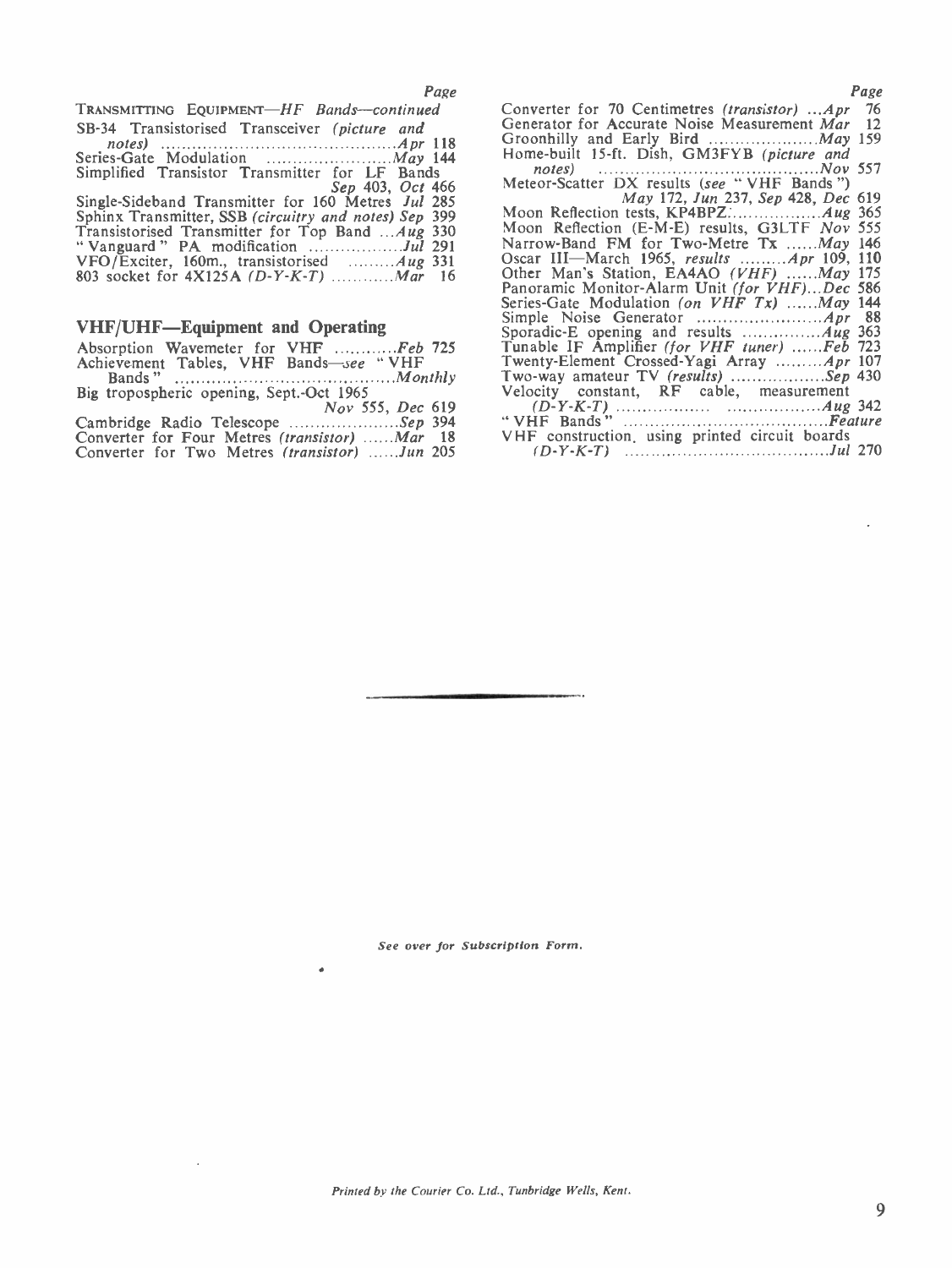TRANSMITTING EQUIPMENT—*HF Bands—continued*

| | Page |
|---|---|
| SB-34 Transistorised Transceiver *(picture and notes)* ............ *Apr* | 118 |
| Series-Gate Modulation ............ *May* | 144 |
| Simplified Transistor Transmitter for LF Bands *Sep* 403, *Oct* | 466 |
| Single-Sideband Transmitter for 160 Metres *Jul* | 285 |
| Sphinx Transmitter, SSB *(circuitry and notes) Sep* | 399 |
| Transistorised Transmitter for Top Band ... *Aug* | 330 |
| "Vanguard" PA modification ............ *Jul* | 291 |
| VFO/Exciter, 160m., transistorised ......... *Aug* | 331 |
| 803 socket for 4X125A *(D-Y-K-T)* ............ *Mar* | 16 |

## VHF/UHF—Equipment and Operating

| | Page |
|---|---|
| Absorption Wavemeter for VHF ............ *Feb* | 725 |
| Achievement Tables, VHF Bands—*see* "VHF Bands" ............ | *Monthly* |
| Big tropospheric opening, Sept.-Oct 1965 *Nov* 555, *Dec* | 619 |
| Cambridge Radio Telescope ............ *Sep* | 394 |
| Converter for Four Metres *(transistor)* ...... *Mar* | 18 |
| Converter for Two Metres *(transistor)* ...... *Jun* | 205 |
| Converter for 70 Centimetres *(transistor)* ... *Apr* | 76 |
| Generator for Accurate Noise Measurement *Mar* | 12 |
| Goonhilly and Early Bird ............ *May* | 159 |
| Home-built 15-ft. Dish, GM3FYB *(picture and notes)* ............ *Nov* | 557 |
| Meteor-Scatter DX results *(see "VHF Bands")* *May* 172, *Jun* 237, *Sep* 428, *Dec* | 619 |
| Moon Reflection tests, KP4BPZ ............ *Aug* | 365 |
| Moon Reflection (E-M-E) results, G3LTF *Nov* | 555 |
| Narrow-Band FM for Two-Metre Tx ...... *May* | 146 |
| Oscar III—March 1965, *results* ......... *Apr* 109, | 110 |
| Other Man's Station, EA4AO *(VHF)* ...... *May* | 175 |
| Panoramic Monitor-Alarm Unit *(for VHF)*... *Dec* | 586 |
| Series-Gate Modulation *(on VHF Tx)* ...... *May* | 144 |
| Simple Noise Generator ............ *Apr* | 88 |
| Sporadic-E opening and results ............ *Aug* | 363 |
| Tunable IF Amplifier *(for VHF tuner)* ...... *Feb* | 723 |
| Twenty-Element Crossed-Yagi Array ......... *Apr* | 107 |
| Two-way amateur TV *(results)* ............ *Sep* | 430 |
| Velocity constant, RF cable, measurement *(D-Y-K-T)* ............ *Aug* | 342 |
| "VHF Bands" ............ | *Feature* |
| VHF construction, using printed circuit boards *(D-Y-K-T)* ............ *Jul* | 270 |

*See over for Subscription Form.*

*Printed by the Courier Co. Ltd., Tunbridge Wells, Kent.*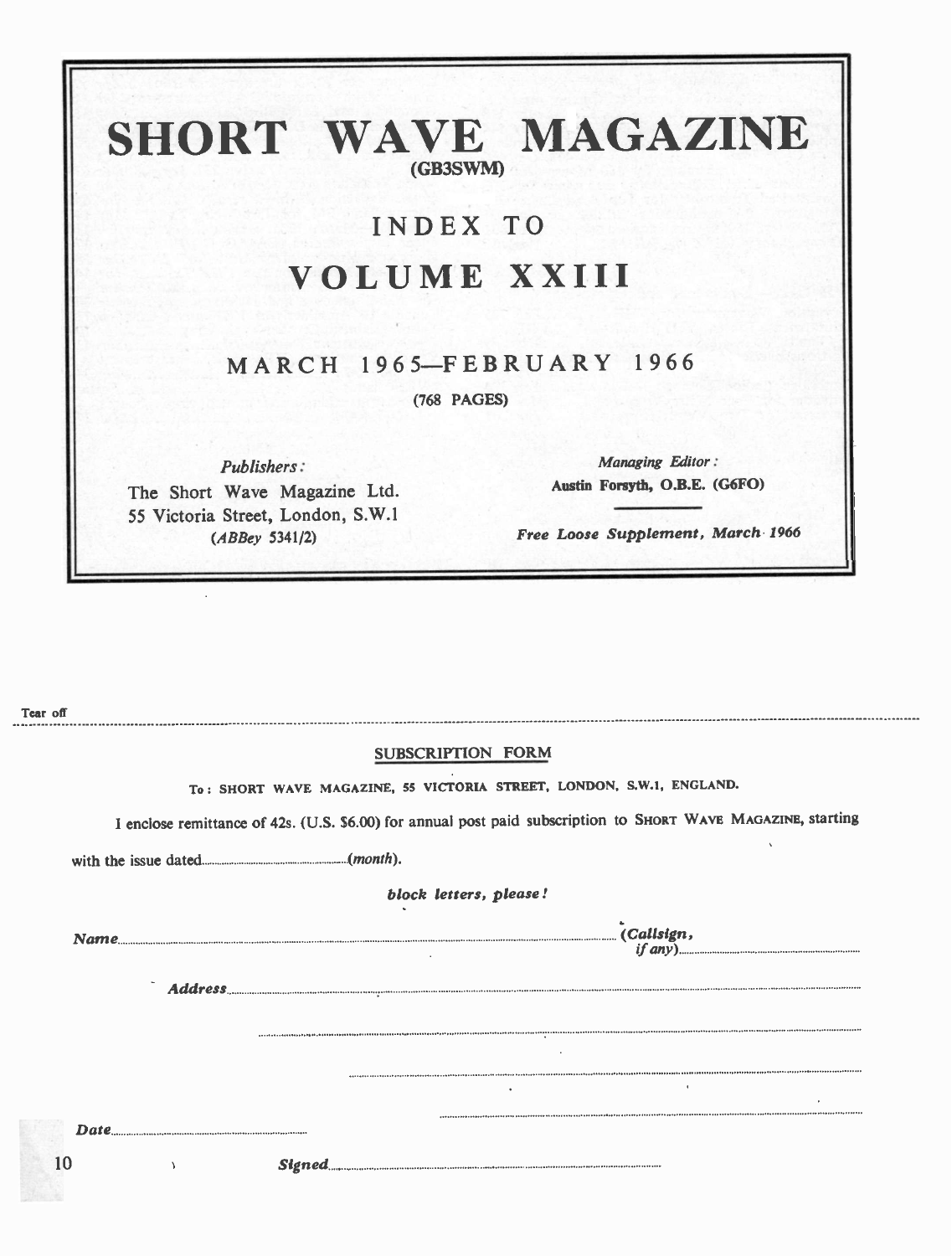# SHORT WAVE MAGAZINE

(GB3SWM)

## INDEX TO

# VOLUME XXIII

## MARCH 1965—FEBRUARY 1966

(768 PAGES)

*Publishers:*
The Short Wave Magazine Ltd.
55 Victoria Street, London, S.W.1
(*ABBey* 5341/2)

*Managing Editor:*
**Austin Forsyth, O.B.E. (G6FO)**

*Free Loose Supplement, March 1966*

---

Tear off

---

## SUBSCRIPTION FORM

To: SHORT WAVE MAGAZINE, 55 VICTORIA STREET, LONDON, S.W.1, ENGLAND.

I enclose remittance of 42s. (U.S. $6.00) for annual post paid subscription to SHORT WAVE MAGAZINE, starting with the issue dated..................................(*month*).

***block letters, please!***

***Name***.................................................................................... *(Callsign, if any)*..................................

***Address***....................................................................................

....................................................................................

....................................................................................

....................................................................................

***Date***....................................

***Signed***....................................